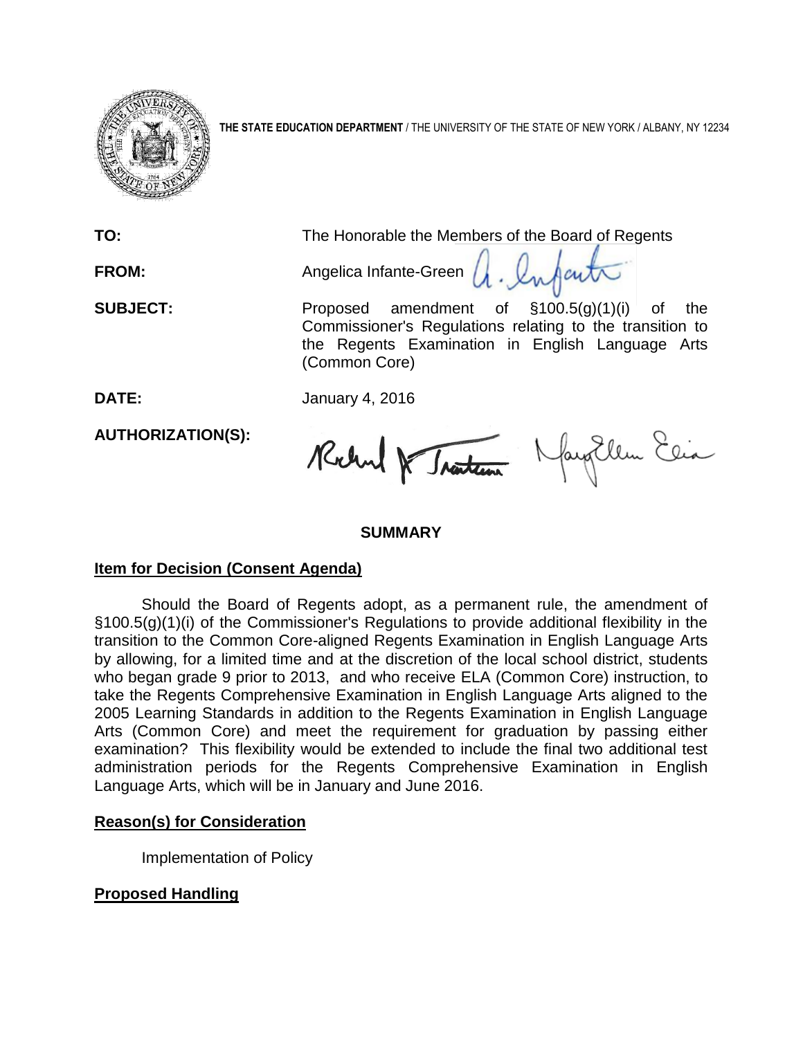**THE STATE EDUCATION DEPARTMENT** / THE UNIVERSITY OF THE STATE OF NEW YORK / ALBANY, NY 12234

**TO:** The Honorable the Members of the Board of Regents

**FROM:** Angelica Infante-Green

**SUBJECT:** Proposed amendment of §100.5(g)(1)(i) of the Commissioner's Regulations relating to the transition to the Regents Examination in English Language Arts (Common Core)

**DATE:** January 4, 2016

**AUTHORIZATION(S):**

## SUMMARY

**Item for Decision (Consent Agenda)**

Should the Board of Regents adopt, as a permanent rule, the amendment of §100.5(g)(1)(i) of the Commissioner's Regulations to provide additional flexibility in the transition to the Common Core-aligned Regents Examination in English Language Arts by allowing, for a limited time and at the discretion of the local school district, students who began grade 9 prior to 2013, and who receive ELA (Common Core) instruction, to take the Regents Comprehensive Examination in English Language Arts aligned to the 2005 Learning Standards in addition to the Regents Examination in English Language Arts (Common Core) and meet the requirement for graduation by passing either examination? This flexibility would be extended to include the final two additional test administration periods for the Regents Comprehensive Examination in English Language Arts, which will be in January and June 2016.

**Reason(s) for Consideration**

Implementation of Policy

**Proposed Handling**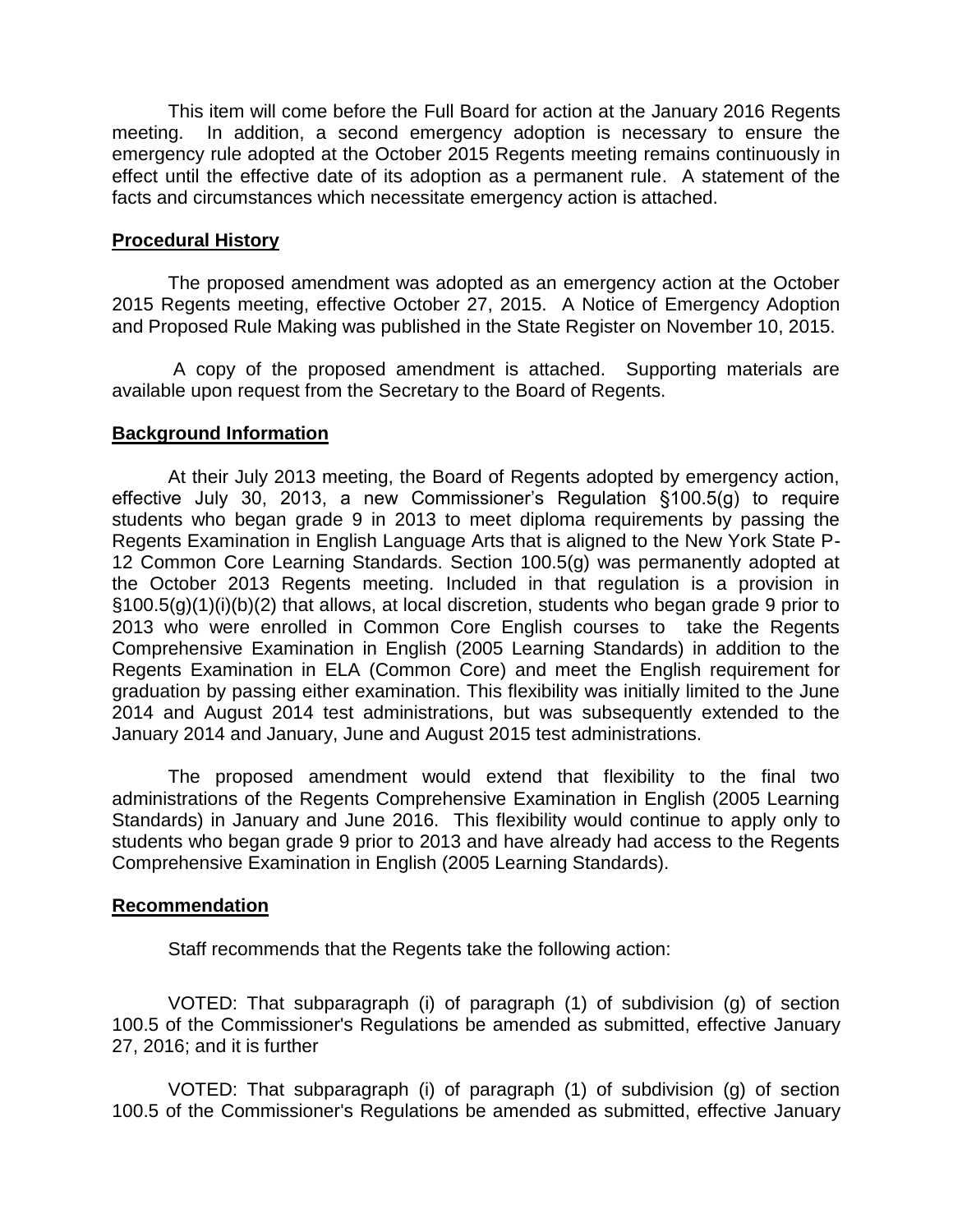This item will come before the Full Board for action at the January 2016 Regents meeting. In addition, a second emergency adoption is necessary to ensure the emergency rule adopted at the October 2015 Regents meeting remains continuously in effect until the effective date of its adoption as a permanent rule. A statement of the facts and circumstances which necessitate emergency action is attached.

**Procedural History**

The proposed amendment was adopted as an emergency action at the October 2015 Regents meeting, effective October 27, 2015. A Notice of Emergency Adoption and Proposed Rule Making was published in the State Register on November 10, 2015.

A copy of the proposed amendment is attached. Supporting materials are available upon request from the Secretary to the Board of Regents.

**Background Information**

At their July 2013 meeting, the Board of Regents adopted by emergency action, effective July 30, 2013, a new Commissioner's Regulation §100.5(g) to require students who began grade 9 in 2013 to meet diploma requirements by passing the Regents Examination in English Language Arts that is aligned to the New York State P-12 Common Core Learning Standards. Section 100.5(g) was permanently adopted at the October 2013 Regents meeting. Included in that regulation is a provision in §100.5(g)(1)(i)(b)(2) that allows, at local discretion, students who began grade 9 prior to 2013 who were enrolled in Common Core English courses to take the Regents Comprehensive Examination in English (2005 Learning Standards) in addition to the Regents Examination in ELA (Common Core) and meet the English requirement for graduation by passing either examination. This flexibility was initially limited to the June 2014 and August 2014 test administrations, but was subsequently extended to the January 2014 and January, June and August 2015 test administrations.

The proposed amendment would extend that flexibility to the final two administrations of the Regents Comprehensive Examination in English (2005 Learning Standards) in January and June 2016. This flexibility would continue to apply only to students who began grade 9 prior to 2013 and have already had access to the Regents Comprehensive Examination in English (2005 Learning Standards).

**Recommendation**

Staff recommends that the Regents take the following action:

VOTED: That subparagraph (i) of paragraph (1) of subdivision (g) of section 100.5 of the Commissioner's Regulations be amended as submitted, effective January 27, 2016; and it is further

VOTED: That subparagraph (i) of paragraph (1) of subdivision (g) of section 100.5 of the Commissioner's Regulations be amended as submitted, effective January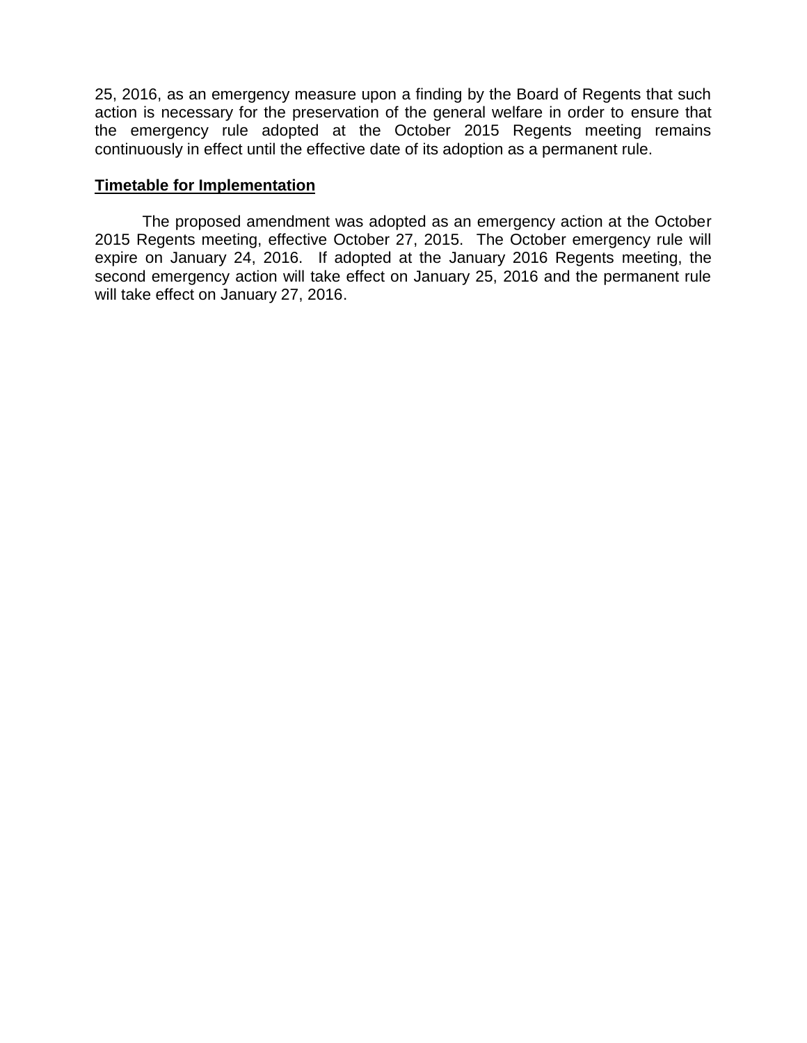25, 2016, as an emergency measure upon a finding by the Board of Regents that such action is necessary for the preservation of the general welfare in order to ensure that the emergency rule adopted at the October 2015 Regents meeting remains continuously in effect until the effective date of its adoption as a permanent rule.

**Timetable for Implementation**

The proposed amendment was adopted as an emergency action at the October 2015 Regents meeting, effective October 27, 2015. The October emergency rule will expire on January 24, 2016. If adopted at the January 2016 Regents meeting, the second emergency action will take effect on January 25, 2016 and the permanent rule will take effect on January 27, 2016.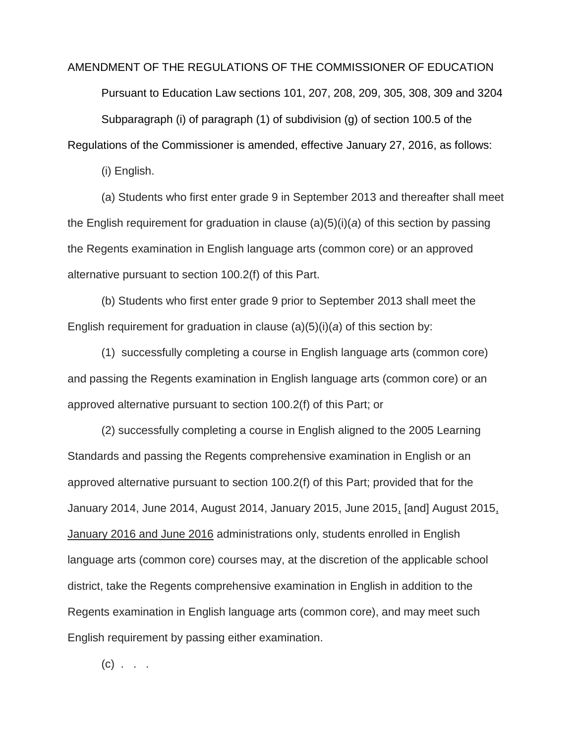AMENDMENT OF THE REGULATIONS OF THE COMMISSIONER OF EDUCATION

Pursuant to Education Law sections 101, 207, 208, 209, 305, 308, 309 and 3204

Subparagraph (i) of paragraph (1) of subdivision (g) of section 100.5 of the Regulations of the Commissioner is amended, effective January 27, 2016, as follows:

(i) English.

(a) Students who first enter grade 9 in September 2013 and thereafter shall meet the English requirement for graduation in clause (a)(5)(i)(*a*) of this section by passing the Regents examination in English language arts (common core) or an approved alternative pursuant to section 100.2(f) of this Part.

(b) Students who first enter grade 9 prior to September 2013 shall meet the English requirement for graduation in clause (a)(5)(i)(*a*) of this section by:

(1) successfully completing a course in English language arts (common core) and passing the Regents examination in English language arts (common core) or an approved alternative pursuant to section 100.2(f) of this Part; or

(2) successfully completing a course in English aligned to the 2005 Learning Standards and passing the Regents comprehensive examination in English or an approved alternative pursuant to section 100.2(f) of this Part; provided that for the January 2014, June 2014, August 2014, January 2015, June 2015<u>,</u> [and] August 2015<u>, January 2016 and June 2016</u> administrations only, students enrolled in English language arts (common core) courses may, at the discretion of the applicable school district, take the Regents comprehensive examination in English in addition to the Regents examination in English language arts (common core), and may meet such English requirement by passing either examination.

(c) . . .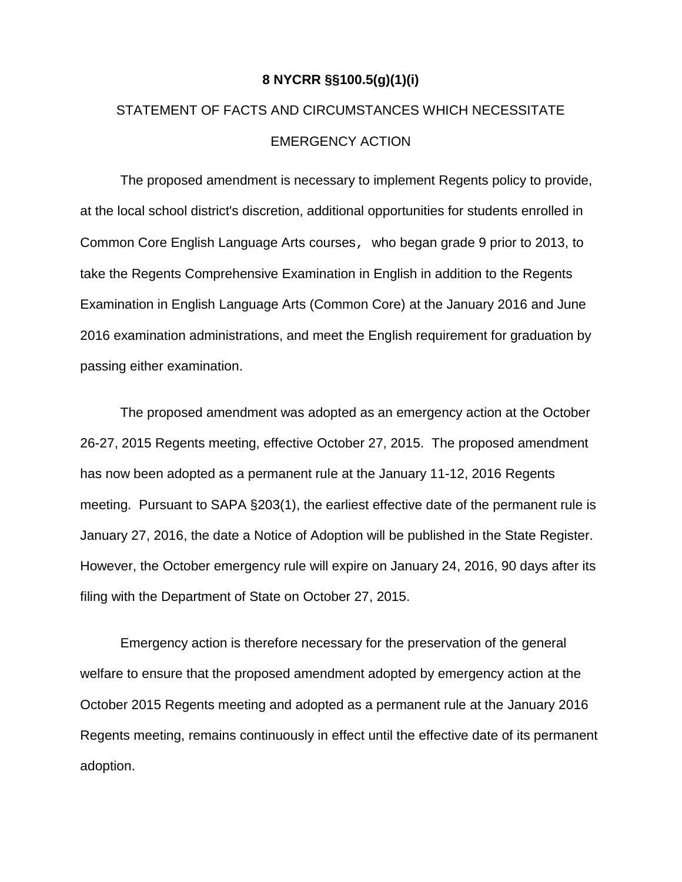**8 NYCRR §§100.5(g)(1)(i)**

STATEMENT OF FACTS AND CIRCUMSTANCES WHICH NECESSITATE EMERGENCY ACTION

The proposed amendment is necessary to implement Regents policy to provide, at the local school district's discretion, additional opportunities for students enrolled in Common Core English Language Arts courses， who began grade 9 prior to 2013, to take the Regents Comprehensive Examination in English in addition to the Regents Examination in English Language Arts (Common Core) at the January 2016 and June 2016 examination administrations, and meet the English requirement for graduation by passing either examination.

The proposed amendment was adopted as an emergency action at the October 26-27, 2015 Regents meeting, effective October 27, 2015. The proposed amendment has now been adopted as a permanent rule at the January 11-12, 2016 Regents meeting. Pursuant to SAPA §203(1), the earliest effective date of the permanent rule is January 27, 2016, the date a Notice of Adoption will be published in the State Register. However, the October emergency rule will expire on January 24, 2016, 90 days after its filing with the Department of State on October 27, 2015.

Emergency action is therefore necessary for the preservation of the general welfare to ensure that the proposed amendment adopted by emergency action at the October 2015 Regents meeting and adopted as a permanent rule at the January 2016 Regents meeting, remains continuously in effect until the effective date of its permanent adoption.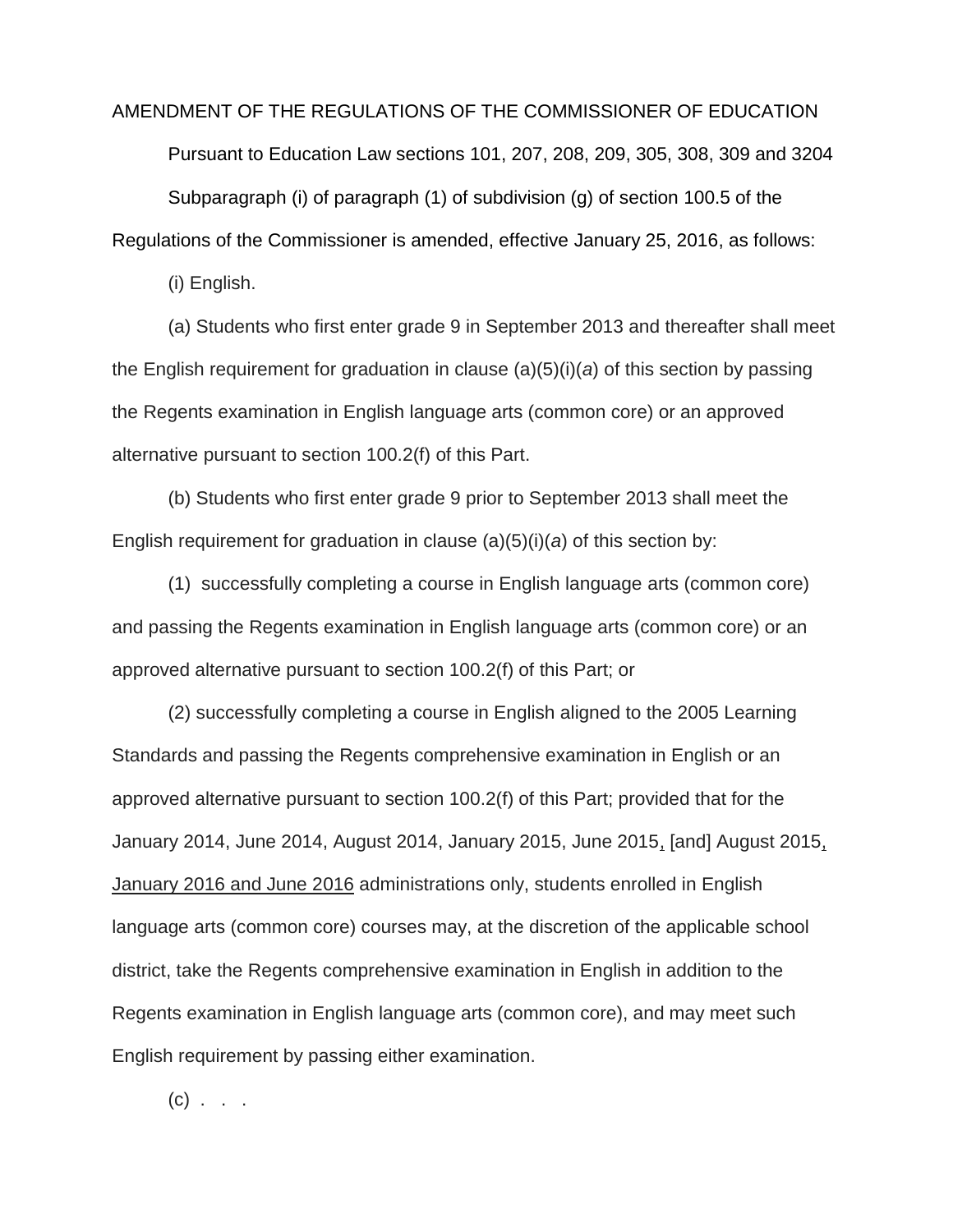AMENDMENT OF THE REGULATIONS OF THE COMMISSIONER OF EDUCATION

Pursuant to Education Law sections 101, 207, 208, 209, 305, 308, 309 and 3204

Subparagraph (i) of paragraph (1) of subdivision (g) of section 100.5 of the Regulations of the Commissioner is amended, effective January 25, 2016, as follows:

(i) English.

(a) Students who first enter grade 9 in September 2013 and thereafter shall meet the English requirement for graduation in clause (a)(5)(i)(*a*) of this section by passing the Regents examination in English language arts (common core) or an approved alternative pursuant to section 100.2(f) of this Part.

(b) Students who first enter grade 9 prior to September 2013 shall meet the English requirement for graduation in clause (a)(5)(i)(*a*) of this section by:

(1) successfully completing a course in English language arts (common core) and passing the Regents examination in English language arts (common core) or an approved alternative pursuant to section 100.2(f) of this Part; or

(2) successfully completing a course in English aligned to the 2005 Learning Standards and passing the Regents comprehensive examination in English or an approved alternative pursuant to section 100.2(f) of this Part; provided that for the January 2014, June 2014, August 2014, January 2015, June 2015, [and] August 2015, January 2016 and June 2016 administrations only, students enrolled in English language arts (common core) courses may, at the discretion of the applicable school district, take the Regents comprehensive examination in English in addition to the Regents examination in English language arts (common core), and may meet such English requirement by passing either examination.

(c) . . .